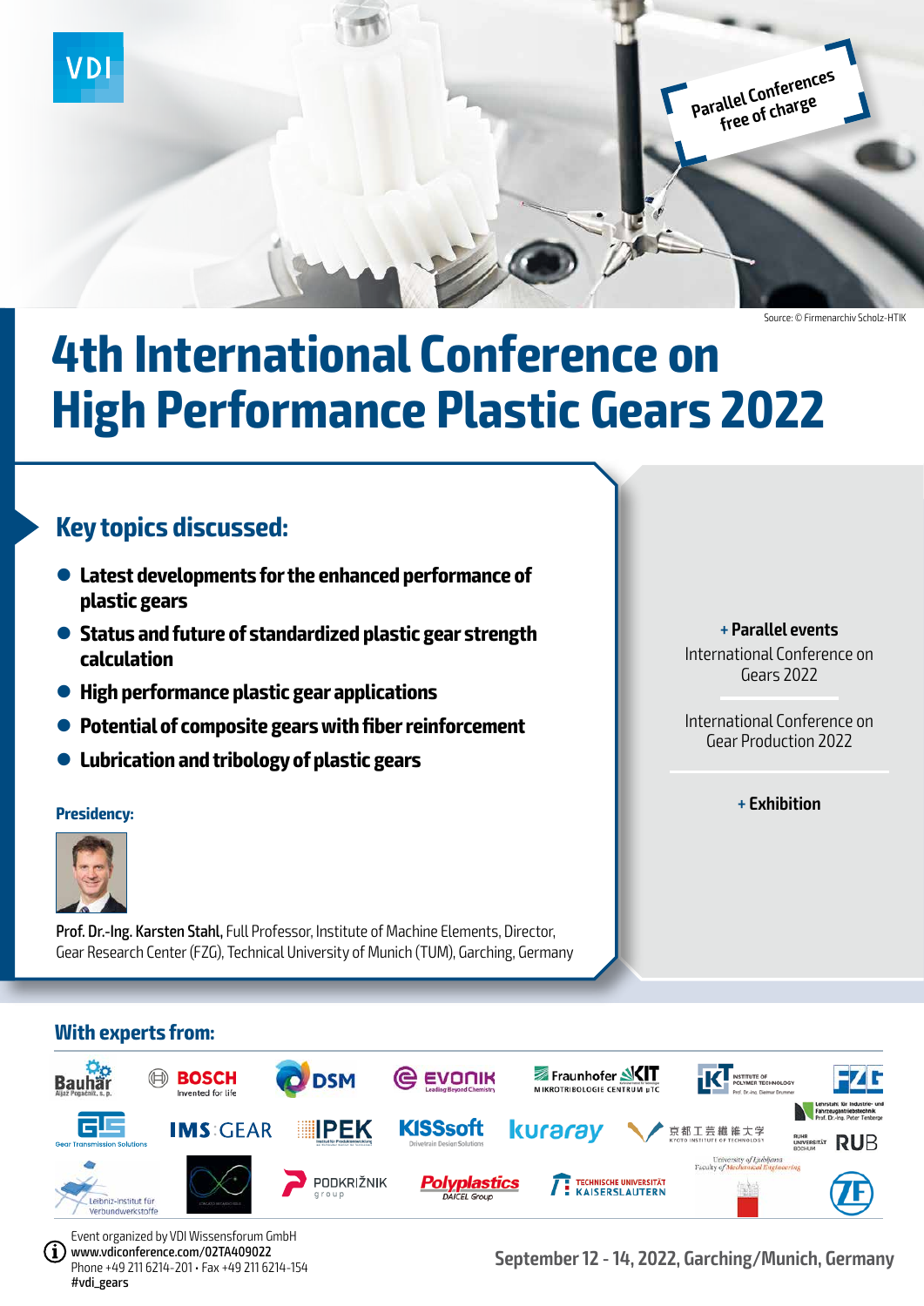VDI

Parallel Conferences free of charge

Source: © Firmenarchiv Scholz-HTIK

# 4th International Conference on High Performance Plastic Gears 2022

## Key topics discussed:

- **Latest developments for the enhanced performance of plastic gears**
- **Status and future of standardized plastic gear strength calculation**
- **High performance plastic gear applications**
- **Potential of composite gears with fiber reinforcement**
- **Lubrication and tribology of plastic gears**

**+ Parallel events**

International Conference on Gears 2022

International Conference on Gear Production 2022

**+ Exhibition**

### Presidency:

**Prof. Dr.-Ing. Karsten Stahl,** Full Professor, Institute of Machine Elements, Director, Gear Research Center (FZG), Technical University of Munich (TUM), Garching, Germany

## With experts from:

Bauhar Ajaz Pogačnik, s. p. · BOSCH Invented for life · DSM · EVONIK Leading Beyond Chemistry · Fraunhofer · KIT Mikrotribologie Centrum μTC · IKT Institute of Polymer Technology Prof. Dr.-Ing. Dietmar Drummer · FZG · Lehrstuhl für Industrie- und Fahrzeugantriebstechnik Prof. Dr.-Ing. Peter Tenberge · GTS Gear Transmission Solutions · IMS GEAR · IPEK Institut für Produktentwicklung · KISSsoft Drivetrain Design Solutions · kuraray · 京都工芸繊維大学 Kyoto Institute of Technology · Ruhr Universität Bochum RUB · University of Ljubljana Faculty of Mechanical Engineering · Leibniz-Institut für Verbundwerkstoffe · PODKRIŽNIK group · Polyplastics DAICEL Group · Technische Universität Kaiserslautern · ZF

Event organized by VDI Wissensforum GmbH
www.vdiconference.com/02TA409022
Phone +49 211 6214-201 • Fax +49 211 6214-154
#vdi_gears

**September 12 - 14, 2022, Garching/Munich, Germany**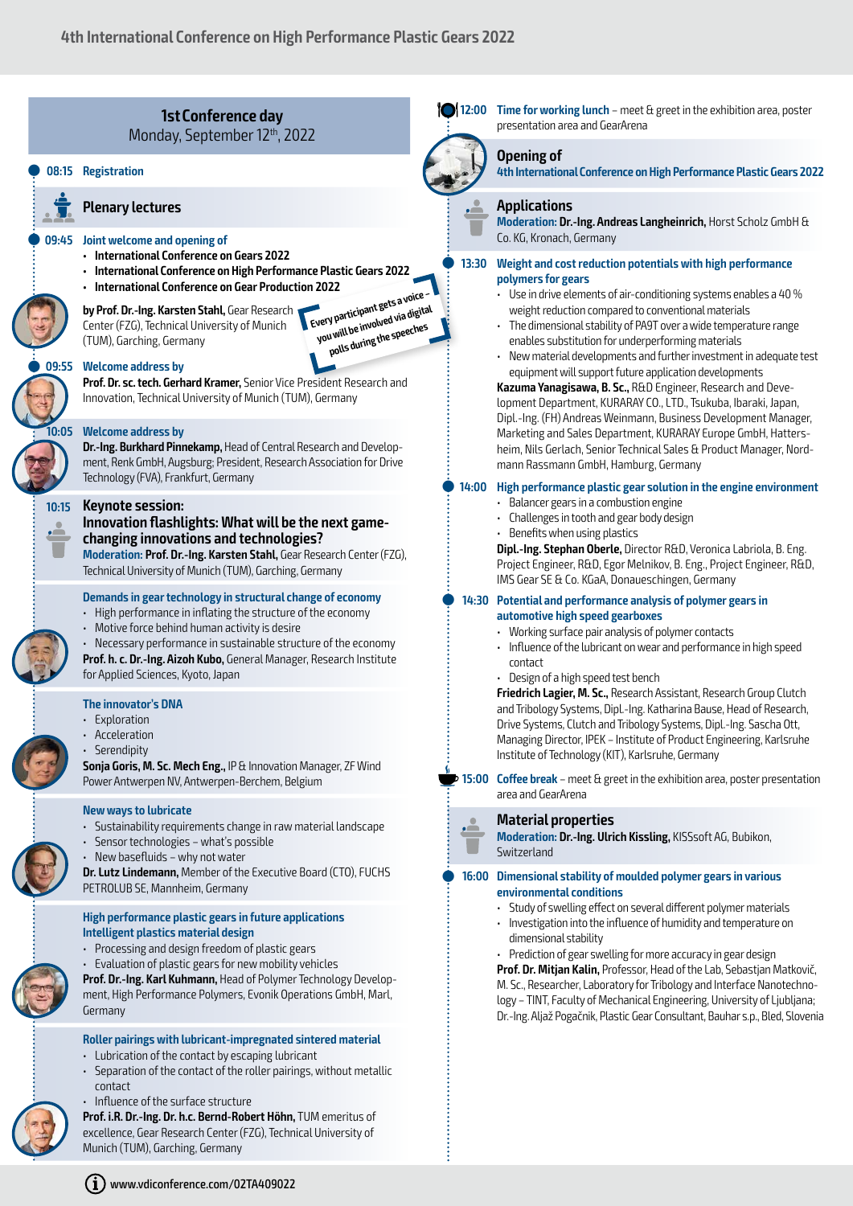## 1st Conference day

Monday, September 12th, 2022

**08:15 Registration**

### Plenary lectures

**09:45 Joint welcome and opening of**

- **International Conference on Gears 2022**
- **International Conference on High Performance Plastic Gears 2022**
- **International Conference on Gear Production 2022**

**by Prof. Dr.-Ing. Karsten Stahl,** Gear Research Center (FZG), Technical University of Munich (TUM), Garching, Germany

**Every participant gets a voice – you will be involved via digital polls during the speeches**

**09:55 Welcome address by**

**Prof. Dr. sc. tech. Gerhard Kramer,** Senior Vice President Research and Innovation, Technical University of Munich (TUM), Germany

**10:05 Welcome address by**

**Dr.-Ing. Burkhard Pinnekamp,** Head of Central Research and Development, Renk GmbH, Augsburg; President, Research Association for Drive Technology (FVA), Frankfurt, Germany

**10:15 Keynote session:**

### Innovation flashlights: What will be the next game-changing innovations and technologies?

**Moderation: Prof. Dr.-Ing. Karsten Stahl,** Gear Research Center (FZG), Technical University of Munich (TUM), Garching, Germany

**Demands in gear technology in structural change of economy**

- High performance in inflating the structure of the economy
- Motive force behind human activity is desire
- Necessary performance in sustainable structure of the economy

**Prof. h. c. Dr.-Ing. Aizoh Kubo,** General Manager, Research Institute for Applied Sciences, Kyoto, Japan

**The innovator's DNA**

- Exploration
- Acceleration
- Serendipity

**Sonja Goris, M. Sc. Mech Eng.,** IP & Innovation Manager, ZF Wind Power Antwerpen NV, Antwerpen-Berchem, Belgium

**New ways to lubricate**

- Sustainability requirements change in raw material landscape
- Sensor technologies – what's possible
- New basefluids – why not water

**Dr. Lutz Lindemann,** Member of the Executive Board (CTO), FUCHS PETROLUB SE, Mannheim, Germany

**High performance plastic gears in future applications Intelligent plastics material design**

- Processing and design freedom of plastic gears
- Evaluation of plastic gears for new mobility vehicles

**Prof. Dr.-Ing. Karl Kuhmann,** Head of Polymer Technology Development, High Performance Polymers, Evonik Operations GmbH, Marl, Germany

**Roller pairings with lubricant-impregnated sintered material**

- Lubrication of the contact by escaping lubricant
- Separation of the contact of the roller pairings, without metallic contact
- Influence of the surface structure

**Prof. i.R. Dr.-Ing. Dr. h.c. Bernd-Robert Höhn,** TUM emeritus of excellence, Gear Research Center (FZG), Technical University of Munich (TUM), Garching, Germany

**12:00 Time for working lunch** – meet & greet in the exhibition area, poster presentation area and GearArena

### Opening of

**4th International Conference on High Performance Plastic Gears 2022**

### Applications

**Moderation: Dr.-Ing. Andreas Langheinrich,** Horst Scholz GmbH & Co. KG, Kronach, Germany

**13:30 Weight and cost reduction potentials with high performance polymers for gears**

- Use in drive elements of air-conditioning systems enables a 40 % weight reduction compared to conventional materials
- The dimensional stability of PA9T over a wide temperature range enables substitution for underperforming materials
- New material developments and further investment in adequate test equipment will support future application developments

**Kazuma Yanagisawa, B. Sc.,** R&D Engineer, Research and Development Department, KURARAY CO., LTD., Tsukuba, Ibaraki, Japan, Dipl.-Ing. (FH) Andreas Weinmann, Business Development Manager, Marketing and Sales Department, KURARAY Europe GmbH, Hattersheim, Nils Gerlach, Senior Technical Sales & Product Manager, Nordmann Rassmann GmbH, Hamburg, Germany

**14:00 High performance plastic gear solution in the engine environment**

- Balancer gears in a combustion engine
- Challenges in tooth and gear body design
- Benefits when using plastics

**Dipl.-Ing. Stephan Oberle,** Director R&D, Veronica Labriola, B. Eng. Project Engineer, R&D, Egor Melnikov, B. Eng., Project Engineer, R&D, IMS Gear SE & Co. KGaA, Donaueschingen, Germany

**14:30 Potential and performance analysis of polymer gears in automotive high speed gearboxes**

- Working surface pair analysis of polymer contacts
- Influence of the lubricant on wear and performance in high speed contact
- Design of a high speed test bench

**Friedrich Lagier, M. Sc.,** Research Assistant, Research Group Clutch and Tribology Systems, Dipl.-Ing. Katharina Bause, Head of Research, Drive Systems, Clutch and Tribology Systems, Dipl.-Ing. Sascha Ott, Managing Director, IPEK – Institute of Product Engineering, Karlsruhe Institute of Technology (KIT), Karlsruhe, Germany

**15:00 Coffee break** – meet & greet in the exhibition area, poster presentation area and GearArena

### Material properties

**Moderation: Dr.-Ing. Ulrich Kissling,** KISSsoft AG, Bubikon, Switzerland

**16:00 Dimensional stability of moulded polymer gears in various environmental conditions**

- Study of swelling effect on several different polymer materials
- Investigation into the influence of humidity and temperature on dimensional stability
- Prediction of gear swelling for more accuracy in gear design

**Prof. Dr. Mitjan Kalin,** Professor, Head of the Lab, Sebastjan Matkovič, M. Sc., Researcher, Laboratory for Tribology and Interface Nanotechnology – TINT, Faculty of Mechanical Engineering, University of Ljubljana; Dr.-Ing. Aljaž Pogačnik, Plastic Gear Consultant, Bauhar s.p., Bled, Slovenia

www.vdiconference.com/02TA409022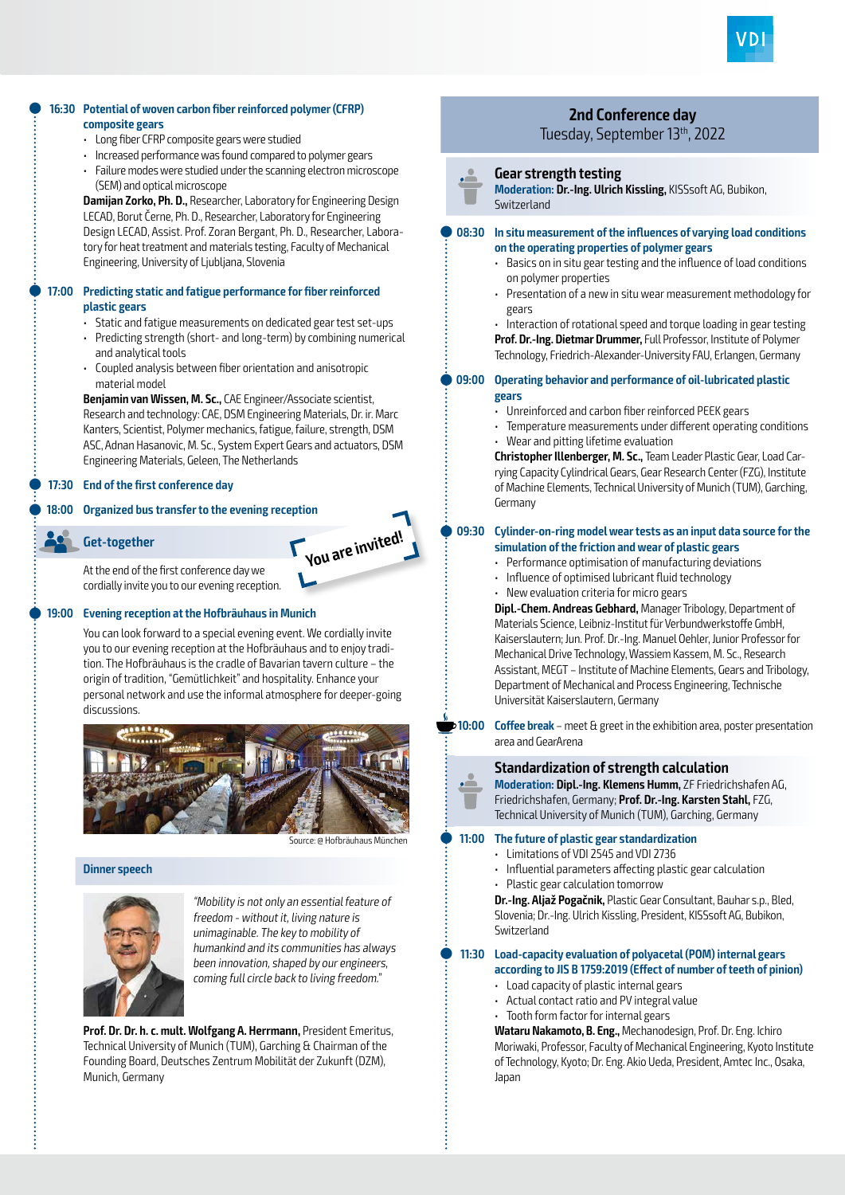**16:30 Potential of woven carbon fiber reinforced polymer (CFRP) composite gears**

- Long fiber CFRP composite gears were studied
- Increased performance was found compared to polymer gears
- Failure modes were studied under the scanning electron microscope (SEM) and optical microscope

**Damijan Zorko, Ph. D.,** Researcher, Laboratory for Engineering Design LECAD, Borut Černe, Ph. D., Researcher, Laboratory for Engineering Design LECAD, Assist. Prof. Zoran Bergant, Ph. D., Researcher, Laboratory for heat treatment and materials testing, Faculty of Mechanical Engineering, University of Ljubljana, Slovenia

**17:00 Predicting static and fatigue performance for fiber reinforced plastic gears**

- Static and fatigue measurements on dedicated gear test set-ups
- Predicting strength (short- and long-term) by combining numerical and analytical tools
- Coupled analysis between fiber orientation and anisotropic material model

**Benjamin van Wissen, M. Sc.,** CAE Engineer/Associate scientist, Research and technology: CAE, DSM Engineering Materials, Dr. ir. Marc Kanters, Scientist, Polymer mechanics, fatigue, failure, strength, DSM ASC, Adnan Hasanovic, M. Sc., System Expert Gears and actuators, DSM Engineering Materials, Geleen, The Netherlands

**17:30 End of the first conference day**

**18:00 Organized bus transfer to the evening reception**

## Get-together

You are invited!

At the end of the first conference day we cordially invite you to our evening reception.

**19:00 Evening reception at the Hofbräuhaus in Munich**

You can look forward to a special evening event. We cordially invite you to our evening reception at the Hofbräuhaus and to enjoy tradition. The Hofbräuhaus is the cradle of Bavarian tavern culture – the origin of tradition, "Gemütlichkeit" and hospitality. Enhance your personal network and use the informal atmosphere for deeper-going discussions.

Source: @ Hofbräuhaus München

### Dinner speech

*"Mobility is not only an essential feature of freedom - without it, living nature is unimaginable. The key to mobility of humankind and its communities has always been innovation, shaped by our engineers, coming full circle back to living freedom."*

**Prof. Dr. Dr. h. c. mult. Wolfgang A. Herrmann,** President Emeritus, Technical University of Munich (TUM), Garching & Chairman of the Founding Board, Deutsches Zentrum Mobilität der Zukunft (DZM), Munich, Germany

# 2nd Conference day

Tuesday, September 13th, 2022

## Gear strength testing

**Moderation: Dr.-Ing. Ulrich Kissling,** KISSsoft AG, Bubikon, Switzerland

**08:30 In situ measurement of the influences of varying load conditions on the operating properties of polymer gears**

- Basics on in situ gear testing and the influence of load conditions on polymer properties
- Presentation of a new in situ wear measurement methodology for gears
- Interaction of rotational speed and torque loading in gear testing

**Prof. Dr.-Ing. Dietmar Drummer,** Full Professor, Institute of Polymer Technology, Friedrich-Alexander-University FAU, Erlangen, Germany

**09:00 Operating behavior and performance of oil-lubricated plastic gears**

- Unreinforced and carbon fiber reinforced PEEK gears
- Temperature measurements under different operating conditions
- Wear and pitting lifetime evaluation

**Christopher Illenberger, M. Sc.,** Team Leader Plastic Gear, Load Carrying Capacity Cylindrical Gears, Gear Research Center (FZG), Institute of Machine Elements, Technical University of Munich (TUM), Garching, Germany

**09:30 Cylinder-on-ring model wear tests as an input data source for the simulation of the friction and wear of plastic gears**

- Performance optimisation of manufacturing deviations
- Influence of optimised lubricant fluid technology
- New evaluation criteria for micro gears

**Dipl.-Chem. Andreas Gebhard,** Manager Tribology, Department of Materials Science, Leibniz-Institut für Verbundwerkstoffe GmbH, Kaiserslautern; Jun. Prof. Dr.-Ing. Manuel Oehler, Junior Professor for Mechanical Drive Technology, Wassiem Kassem, M. Sc., Research Assistant, MEGT – Institute of Machine Elements, Gears and Tribology, Department of Mechanical and Process Engineering, Technische Universität Kaiserslautern, Germany

**10:00 Coffee break** – meet & greet in the exhibition area, poster presentation area and GearArena

## Standardization of strength calculation

**Moderation: Dipl.-Ing. Klemens Humm,** ZF Friedrichshafen AG, Friedrichshafen, Germany; **Prof. Dr.-Ing. Karsten Stahl,** FZG, Technical University of Munich (TUM), Garching, Germany

**11:00 The future of plastic gear standardization**

- Limitations of VDI 2545 and VDI 2736
- Influential parameters affecting plastic gear calculation
- Plastic gear calculation tomorrow

**Dr.-Ing. Aljaž Pogačnik,** Plastic Gear Consultant, Bauhar s.p., Bled, Slovenia; Dr.-Ing. Ulrich Kissling, President, KISSsoft AG, Bubikon, Switzerland

**11:30 Load-capacity evaluation of polyacetal (POM) internal gears according to JIS B 1759:2019 (Effect of number of teeth of pinion)**

- Load capacity of plastic internal gears
- Actual contact ratio and PV integral value
- Tooth form factor for internal gears

**Wataru Nakamoto, B. Eng.,** Mechanodesign, Prof. Dr. Eng. Ichiro Moriwaki, Professor, Faculty of Mechanical Engineering, Kyoto Institute of Technology, Kyoto; Dr. Eng. Akio Ueda, President, Amtec Inc., Osaka, Japan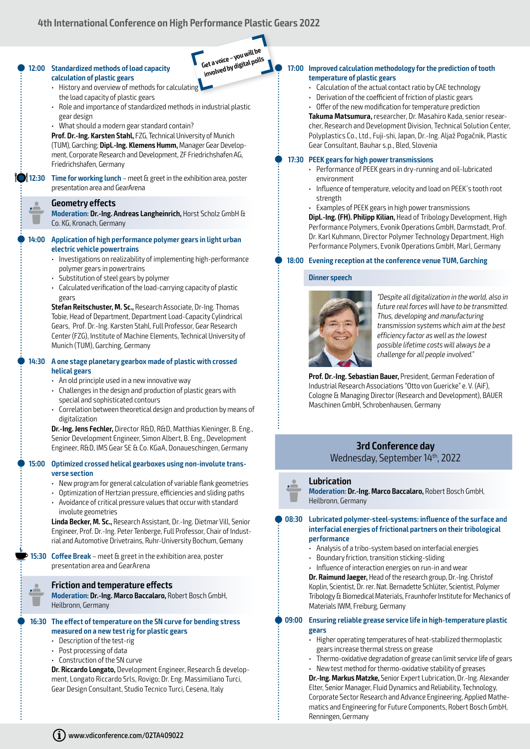Get a voice – you will be involved by digital polls

**12:00 Standardized methods of load capacity calculation of plastic gears**

- History and overview of methods for calculating the load capacity of plastic gears
- Role and importance of standardized methods in industrial plastic gear design
- What should a modern gear standard contain?

**Prof. Dr.-Ing. Karsten Stahl,** FZG, Technical University of Munich (TUM), Garching; **Dipl.-Ing. Klemens Humm,** Manager Gear Development, Corporate Research and Development, ZF Friedrichshafen AG, Friedrichshafen, Germany

**12:30 Time for working lunch** – meet & greet in the exhibition area, poster presentation area and GearArena

## Geometry effects

**Moderation: Dr.-Ing. Andreas Langheinrich,** Horst Scholz GmbH & Co. KG, Kronach, Germany

**14:00 Application of high performance polymer gears in light urban electric vehicle powertrains**

- Investigations on realizability of implementing high-performance polymer gears in powertrains
- Substitution of steel gears by polymer
- Calculated verification of the load-carrying capacity of plastic gears

**Stefan Reitschuster, M. Sc.,** Research Associate, Dr-Ing. Thomas Tobie, Head of Department, Department Load-Capacity Cylindrical Gears, Prof. Dr.-Ing. Karsten Stahl, Full Professor, Gear Research Center (FZG), Institute of Machine Elements, Technical University of Munich (TUM), Garching, Germany

**14:30 A one stage planetary gearbox made of plastic with crossed helical gears**

- An old principle used in a new innovative way
- Challenges in the design and production of plastic gears with special and sophisticated contours
- Correlation between theoretical design and production by means of digitalization

**Dr.-Ing. Jens Fechler,** Director R&D, R&D, Matthias Kieninger, B. Eng., Senior Development Engineer, Simon Albert, B. Eng., Development Engineer, R&D, IMS Gear SE & Co. KGaA, Donaueschingen, Germany

**15:00 Optimized crossed helical gearboxes using non-involute transverse section**

- New program for general calculation of variable flank geometries
- Optimization of Hertzian pressure, efficiencies and sliding paths
- Avoidance of critical pressure values that occur with standard involute geometries

**Linda Becker, M. Sc.,** Research Assistant, Dr.-Ing. Dietmar Vill, Senior Engineer, Prof. Dr.-Ing. Peter Tenberge, Full Professor, Chair of Industrial and Automotive Drivetrains, Ruhr-University Bochum, Gemany

**15:30 Coffee Break** – meet & greet in the exhibition area, poster presentation area and GearArena

## Friction and temperature effects

**Moderation: Dr.-Ing. Marco Baccalaro,** Robert Bosch GmbH, Heilbronn, Germany

**16:30 The effect of temperature on the SN curve for bending stress measured on a new test rig for plastic gears**

- Description of the test-rig
- Post processing of data
- Construction of the SN curve

**Dr. Riccardo Longato,** Development Engineer, Research & development, Longato Riccardo Srls, Rovigo; Dr. Eng. Massimiliano Turci, Gear Design Consultant, Studio Tecnico Turci, Cesena, Italy

**17:00 Improved calculation methodology for the prediction of tooth temperature of plastic gears**

- Calculation of the actual contact ratio by CAE technology
- Derivation of the coefficient of friction of plastic gears
- Offer of the new modification for temperature prediction

**Takuma Matsumura,** researcher, Dr. Masahiro Kada, senior researcher, Research and Development Division, Technical Solution Center, Polyplastics Co., Ltd., Fuji-shi, Japan, Dr.-Ing. Aljaž Pogačnik, Plastic Gear Consultant, Bauhar s.p., Bled, Slovenia

**17:30 PEEK gears for high power transmissions**

- Performance of PEEK gears in dry-running and oil-lubricated environment
- Influence of temperature, velocity and load on PEEK´s tooth root strength
- Examples of PEEK gears in high power transmissions

**Dipl.-Ing. (FH). Philipp Kilian,** Head of Tribology Development, High Performance Polymers, Evonik Operations GmbH, Darmstadt, Prof. Dr. Karl Kuhmann, Director Polymer Technology Department, High Performance Polymers, Evonik Operations GmbH, Marl, Germany

**18:00 Evening reception at the conference venue TUM, Garching**

**Dinner speech**

*"Despite all digitalization in the world, also in future real forces will have to be transmitted. Thus, developing and manufacturing transmission systems which aim at the best efficiency factor as well as the lowest possible lifetime costs will always be a challenge for all people involved."*

**Prof. Dr.-Ing. Sebastian Bauer,** President, German Federation of Industrial Research Associations "Otto von Guericke" e. V. (AiF), Cologne & Managing Director (Research and Development), BAUER Maschinen GmbH, Schrobenhausen, Germany

# 3rd Conference day

Wednesday, September 14th, 2022

## Lubrication

**Moderation: Dr.-Ing. Marco Baccalaro,** Robert Bosch GmbH, Heilbronn, Germany

**08:30 Lubricated polymer-steel-systems: influence of the surface and interfacial energies of frictional partners on their tribological performance**

- Analysis of a tribo-system based on interfacial energies
- Boundary friction, transition sticking-sliding
- Influence of interaction energies on run-in and wear

**Dr. Raimund Jaeger,** Head of the research group, Dr.-Ing. Christof Koplin, Scientist, Dr. rer. Nat. Bernadette Schlüter, Scientist, Polymer Tribology & Biomedical Materials, Fraunhofer Institute for Mechanics of Materials IWM, Freiburg, Germany

**09:00 Ensuring reliable grease service life in high-temperature plastic gears**

- Higher operating temperatures of heat-stabilized thermoplastic gears increase thermal stress on grease
- Thermo-oxidative degradation of grease can limit service life of gears
- New test method for thermo-oxidative stability of greases

**Dr.-Ing. Markus Matzke,** Senior Expert Lubrication, Dr.-Ing. Alexander Elter, Senior Manager, Fluid Dynamics and Reliability, Technology, Corporate Sector Research and Advance Engineering, Applied Mathematics and Engineering for Future Components, Robert Bosch GmbH, Renningen, Germany

www.vdiconference.com/02TA409022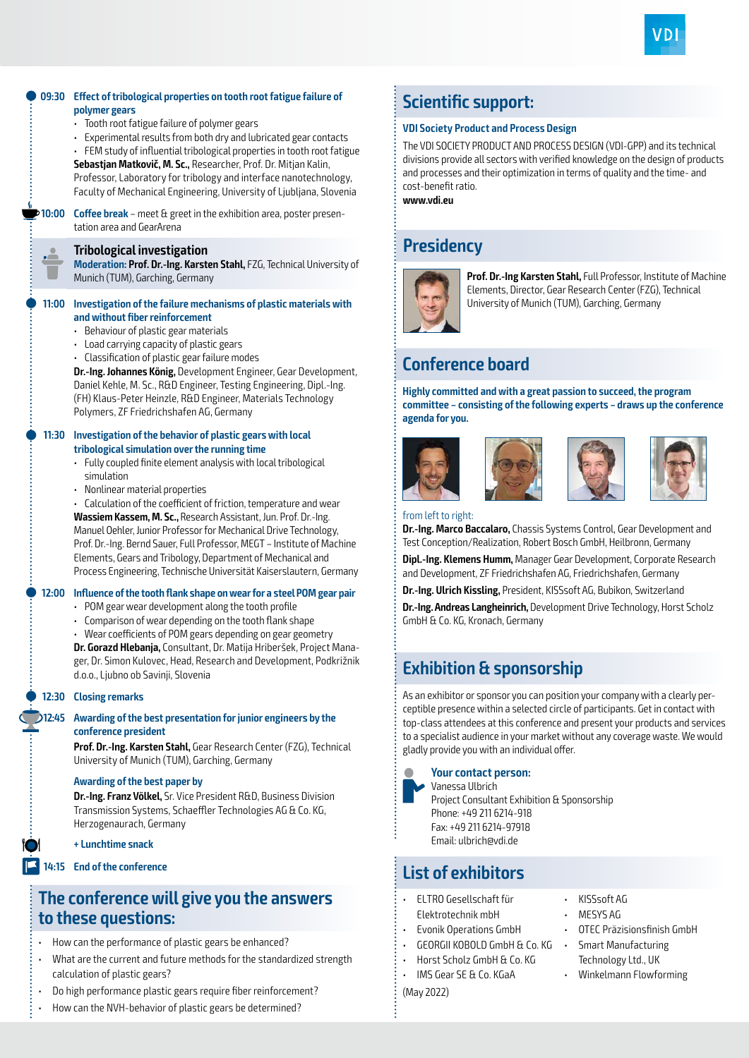**09:30 Effect of tribological properties on tooth root fatigue failure of polymer gears**

- Tooth root fatigue failure of polymer gears
- Experimental results from both dry and lubricated gear contacts
- FEM study of influential tribological properties in tooth root fatigue

**Sebastjan Matkovič, M. Sc.,** Researcher, Prof. Dr. Mitjan Kalin, Professor, Laboratory for tribology and interface nanotechnology, Faculty of Mechanical Engineering, University of Ljubljana, Slovenia

**10:00 Coffee break** – meet & greet in the exhibition area, poster presentation area and GearArena

### Tribological investigation

**Moderation: Prof. Dr.-Ing. Karsten Stahl,** FZG, Technical University of Munich (TUM), Garching, Germany

**11:00 Investigation of the failure mechanisms of plastic materials with and without fiber reinforcement**

- Behaviour of plastic gear materials
- Load carrying capacity of plastic gears
- Classification of plastic gear failure modes

**Dr.-Ing. Johannes König,** Development Engineer, Gear Development, Daniel Kehle, M. Sc., R&D Engineer, Testing Engineering, Dipl.-Ing. (FH) Klaus-Peter Heinzle, R&D Engineer, Materials Technology Polymers, ZF Friedrichshafen AG, Germany

**11:30 Investigation of the behavior of plastic gears with local tribological simulation over the running time**

- Fully coupled finite element analysis with local tribological simulation
- Nonlinear material properties
- Calculation of the coefficient of friction, temperature and wear

**Wassiem Kassem, M. Sc.,** Research Assistant, Jun. Prof. Dr.-Ing. Manuel Oehler, Junior Professor for Mechanical Drive Technology, Prof. Dr.-Ing. Bernd Sauer, Full Professor, MEGT – Institute of Machine Elements, Gears and Tribology, Department of Mechanical and Process Engineering, Technische Universität Kaiserslautern, Germany

**12:00 Influence of the tooth flank shape on wear for a steel POM gear pair**

- POM gear wear development along the tooth profile
- Comparison of wear depending on the tooth flank shape
- Wear coefficients of POM gears depending on gear geometry

**Dr. Gorazd Hlebanja,** Consultant, Dr. Matija Hriberšek, Project Manager, Dr. Simon Kulovec, Head, Research and Development, Podkrižnik d.o.o., Ljubno ob Savinji, Slovenia

**12:30 Closing remarks**

**12:45 Awarding of the best presentation for junior engineers by the conference president**

**Prof. Dr.-Ing. Karsten Stahl,** Gear Research Center (FZG), Technical University of Munich (TUM), Garching, Germany

**Awarding of the best paper by**

**Dr.-Ing. Franz Völkel,** Sr. Vice President R&D, Business Division Transmission Systems, Schaeffler Technologies AG & Co. KG, Herzogenaurach, Germany

**+ Lunchtime snack**

**14:15 End of the conference**

## The conference will give you the answers to these questions:

- How can the performance of plastic gears be enhanced?
- What are the current and future methods for the standardized strength calculation of plastic gears?
- Do high performance plastic gears require fiber reinforcement?
- How can the NVH-behavior of plastic gears be determined?

## Scientific support:

**VDI Society Product and Process Design**

The VDI SOCIETY PRODUCT AND PROCESS DESIGN (VDI-GPP) and its technical divisions provide all sectors with verified knowledge on the design of products and processes and their optimization in terms of quality and the time- and cost-benefit ratio.

**www.vdi.eu**

## Presidency

**Prof. Dr.-Ing Karsten Stahl,** Full Professor, Institute of Machine Elements, Director, Gear Research Center (FZG), Technical University of Munich (TUM), Garching, Germany

## Conference board

**Highly committed and with a great passion to succeed, the program committee – consisting of the following experts – draws up the conference agenda for you.**

from left to right:

**Dr.-Ing. Marco Baccalaro,** Chassis Systems Control, Gear Development and Test Conception/Realization, Robert Bosch GmbH, Heilbronn, Germany

**Dipl.-Ing. Klemens Humm,** Manager Gear Development, Corporate Research and Development, ZF Friedrichshafen AG, Friedrichshafen, Germany

**Dr.-Ing. Ulrich Kissling,** President, KISSsoft AG, Bubikon, Switzerland

**Dr.-Ing. Andreas Langheinrich,** Development Drive Technology, Horst Scholz GmbH & Co. KG, Kronach, Germany

## Exhibition & sponsorship

As an exhibitor or sponsor you can position your company with a clearly perceptible presence within a selected circle of participants. Get in contact with top-class attendees at this conference and present your products and services to a specialist audience in your market without any coverage waste. We would gladly provide you with an individual offer.

**Your contact person:**
Vanessa Ulbrich
Project Consultant Exhibition & Sponsorship
Phone: +49 211 6214-918
Fax: +49 211 6214-97918
Email: ulbrich@vdi.de

## List of exhibitors

- ELTRO Gesellschaft für Elektrotechnik mbH
- Evonik Operations GmbH
- GEORGII KOBOLD GmbH & Co. KG
- Horst Scholz GmbH & Co. KG
- IMS Gear SE & Co. KGaA
- KISSsoft AG
- MESYS AG
- OTEC Präzisionsfinish GmbH
- Smart Manufacturing Technology Ltd., UK
- Winkelmann Flowforming

(May 2022)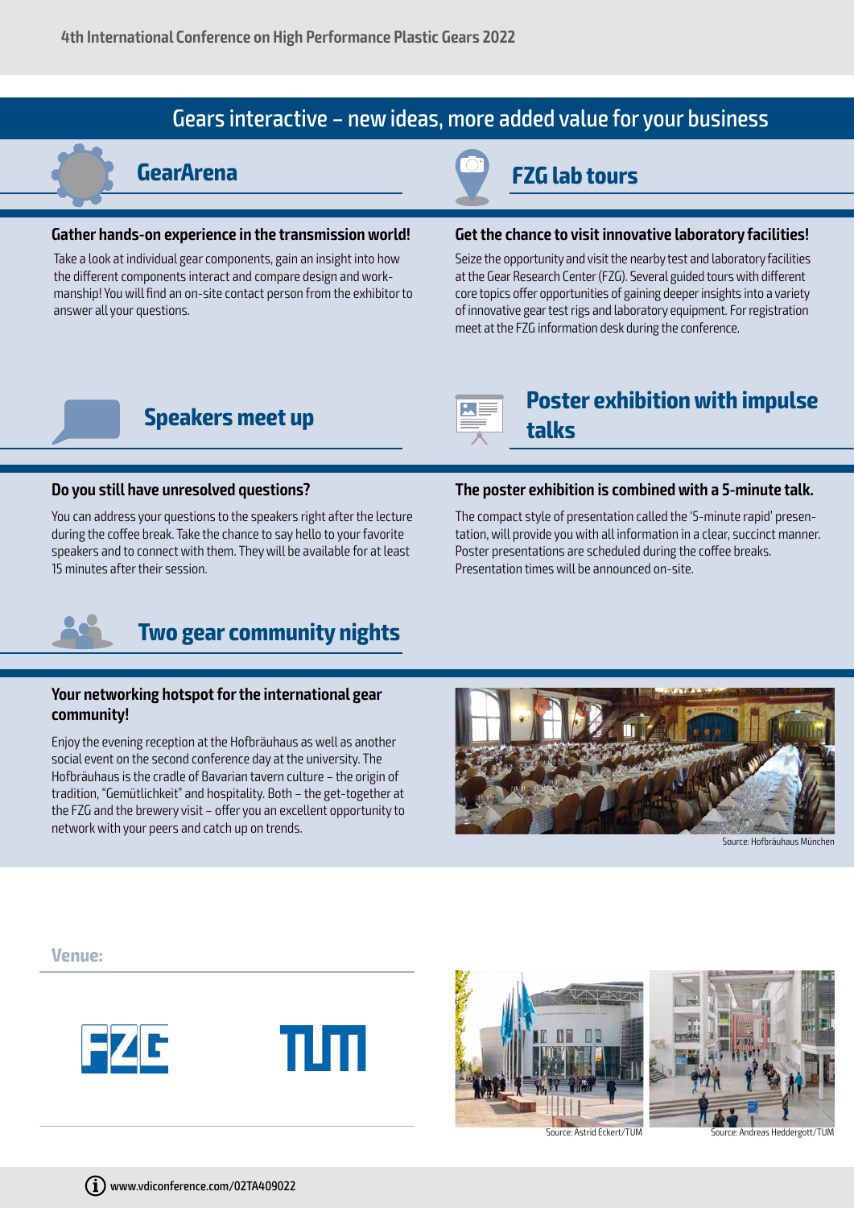## Gears interactive – new ideas, more added value for your business

### GearArena

**Gather hands-on experience in the transmission world!**

Take a look at individual gear components, gain an insight into how the different components interact and compare design and workmanship! You will find an on-site contact person from the exhibitor to answer all your questions.

### FZG lab tours

**Get the chance to visit innovative laboratory facilities!**

Seize the opportunity and visit the nearby test and laboratory facilities at the Gear Research Center (FZG). Several guided tours with different core topics offer opportunities of gaining deeper insights into a variety of innovative gear test rigs and laboratory equipment. For registration meet at the FZG information desk during the conference.

### Speakers meet up

**Do you still have unresolved questions?**

You can address your questions to the speakers right after the lecture during the coffee break. Take the chance to say hello to your favorite speakers and to connect with them. They will be available for at least 15 minutes after their session.

### Poster exhibition with impulse talks

**The poster exhibition is combined with a 5-minute talk.**

The compact style of presentation called the '5-minute rapid' presentation, will provide you with all information in a clear, succinct manner. Poster presentations are scheduled during the coffee breaks. Presentation times will be announced on-site.

### Two gear community nights

**Your networking hotspot for the international gear community!**

Enjoy the evening reception at the Hofbräuhaus as well as another social event on the second conference day at the university. The Hofbräuhaus is the cradle of Bavarian tavern culture – the origin of tradition, "Gemütlichkeit" and hospitality. Both – the get-together at the FZG and the brewery visit – offer you an excellent opportunity to network with your peers and catch up on trends.

Source: Hofbräuhaus München

### Venue:

FZG TUM

Source: Astrid Eckert/TUM

Source: Andreas Heddergott/TUM

www.vdiconference.com/02TA409022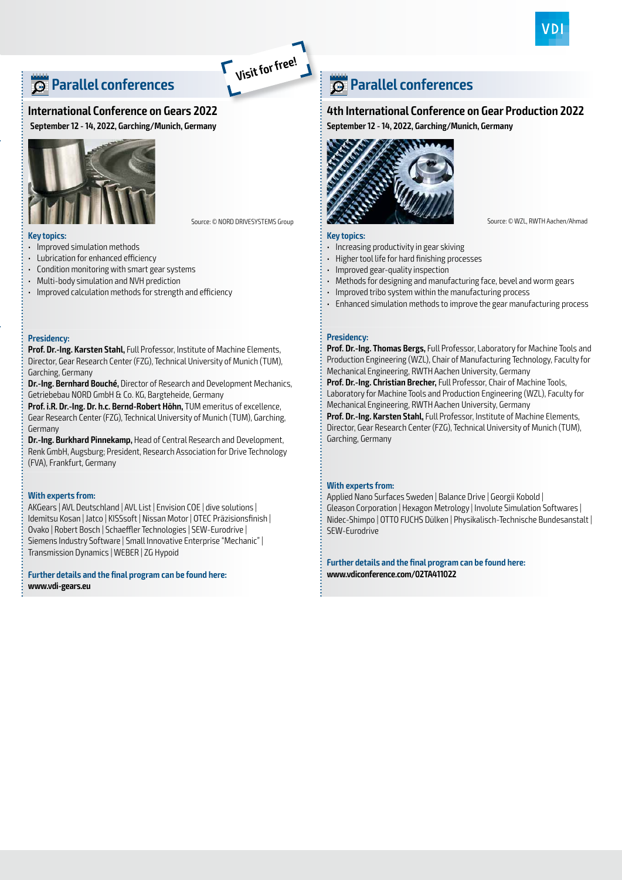## Parallel conferences

**Visit for free!**

### International Conference on Gears 2022

**September 12 - 14, 2022, Garching/Munich, Germany**

Source: © NORD DRIVESYSTEMS Group

**Key topics:**

- Improved simulation methods
- Lubrication for enhanced efficiency
- Condition monitoring with smart gear systems
- Multi-body simulation and NVH prediction
- Improved calculation methods for strength and efficiency

**Presidency:**

**Prof. Dr.-Ing. Karsten Stahl,** Full Professor, Institute of Machine Elements, Director, Gear Research Center (FZG), Technical University of Munich (TUM), Garching, Germany
**Dr.-Ing. Bernhard Bouché,** Director of Research and Development Mechanics, Getriebebau NORD GmbH & Co. KG, Bargteheide, Germany
**Prof. i.R. Dr.-Ing. Dr. h.c. Bernd-Robert Höhn,** TUM emeritus of excellence, Gear Research Center (FZG), Technical University of Munich (TUM), Garching, Germany
**Dr.-Ing. Burkhard Pinnekamp,** Head of Central Research and Development, Renk GmbH, Augsburg; President, Research Association for Drive Technology (FVA), Frankfurt, Germany

**With experts from:**

AKGears | AVL Deutschland | AVL List | Envision COE | dive solutions | Idemitsu Kosan | Jatco | KISSsoft | Nissan Motor | OTEC Präzisionsfinish | Ovako | Robert Bosch | Schaeffler Technologies | SEW-Eurodrive | Siemens Industry Software | Small Innovative Enterprise "Mechanic" | Transmission Dynamics | WEBER | ZG Hypoid

**Further details and the final program can be found here:**
**www.vdi-gears.eu**

## Parallel conferences

### 4th International Conference on Gear Production 2022

**September 12 - 14, 2022, Garching/Munich, Germany**

Source: © WZL, RWTH Aachen/Ahmad

**Key topics:**

- Increasing productivity in gear skiving
- Higher tool life for hard finishing processes
- Improved gear-quality inspection
- Methods for designing and manufacturing face, bevel and worm gears
- Improved tribo system within the manufacturing process
- Enhanced simulation methods to improve the gear manufacturing process

**Presidency:**

**Prof. Dr.-Ing. Thomas Bergs,** Full Professor, Laboratory for Machine Tools and Production Engineering (WZL), Chair of Manufacturing Technology, Faculty for Mechanical Engineering, RWTH Aachen University, Germany
**Prof. Dr.-Ing. Christian Brecher,** Full Professor, Chair of Machine Tools, Laboratory for Machine Tools and Production Engineering (WZL), Faculty for Mechanical Engineering, RWTH Aachen University, Germany
**Prof. Dr.-Ing. Karsten Stahl,** Full Professor, Institute of Machine Elements, Director, Gear Research Center (FZG), Technical University of Munich (TUM), Garching, Germany

**With experts from:**

Applied Nano Surfaces Sweden | Balance Drive | Georgii Kobold | Gleason Corporation | Hexagon Metrology | Involute Simulation Softwares | Nidec-Shimpo | OTTO FUCHS Dülken | Physikalisch-Technische Bundesanstalt | SEW-Eurodrive

**Further details and the final program can be found here:**
**www.vdiconference.com/02TA411022**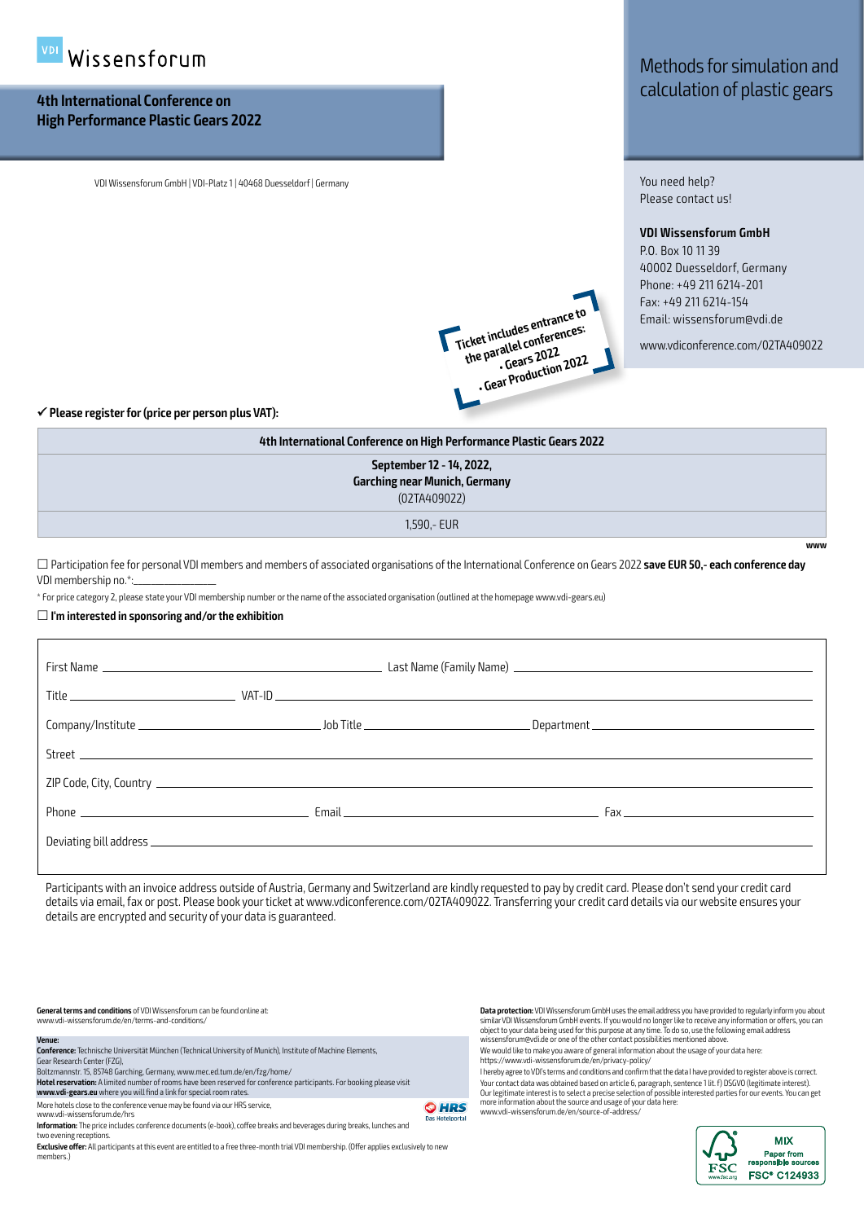VDI Wissensforum

## 4th International Conference on High Performance Plastic Gears 2022

# Methods for simulation and calculation of plastic gears

VDI Wissensforum GmbH | VDI-Platz 1 | 40468 Duesseldorf | Germany

You need help?
Please contact us!

**VDI Wissensforum GmbH**
P.O. Box 10 11 39
40002 Duesseldorf, Germany
Phone: +49 211 6214-201
Fax: +49 211 6214-154
Email: wissensforum@vdi.de

www.vdiconference.com/02TA409022

Ticket includes entrance to the parallel conferences:
- Gears 2022
- Gear Production 2022

✓ **Please register for (price per person plus VAT):**

| |
|---|
| **4th International Conference on High Performance Plastic Gears 2022** |
| **September 12 - 14, 2022, Garching near Munich, Germany** (02TA409022) |
| 1,590,- EUR |

www

☐ Participation fee for personal VDI members and members of associated organisations of the International Conference on Gears 2022 **save EUR 50,- each conference day**
VDI membership no.*:_______________

* For price category 2, please state your VDI membership number or the name of the associated organisation (outlined at the homepage www.vdi-gears.eu)

☐ **I'm interested in sponsoring and/or the exhibition**

First Name ______________________ Last Name (Family Name) ______________________

Title ______________ VAT-ID ______________________

Company/Institute ______________ Job Title ______________ Department ______________

Street ______________________

ZIP Code, City, Country ______________________

Phone ______________ Email ______________ Fax ______________

Deviating bill address ______________________

Participants with an invoice address outside of Austria, Germany and Switzerland are kindly requested to pay by credit card. Please don't send your credit card details via email, fax or post. Please book your ticket at www.vdiconference.com/02TA409022. Transferring your credit card details via our website ensures your details are encrypted and security of your data is guaranteed.

**General terms and conditions** of VDI Wissensforum can be found online at: www.vdi-wissensforum.de/en/terms-and-conditions/

**Venue:**
**Conference:** Technische Universität München (Technical University of Munich), Institute of Machine Elements, Gear Research Center (FZG), Boltzmannstr. 15, 85748 Garching, Germany, www.mec.ed.tum.de/en/fzg/home/
**Hotel reservation:** A limited number of rooms have been reserved for conference participants. For booking please visit **www.vdi-gears.eu** where you will find a link for special room rates.

More hotels close to the conference venue may be found via our HRS service, www.vdi-wissensforum.de/hrs

HRS Das Hotelportal

**Information:** The price includes conference documents (e-book), coffee breaks and beverages during breaks, lunches and two evening receptions.
**Exclusive offer:** All participants at this event are entitled to a free three-month trial VDI membership. (Offer applies exclusively to new members.)

**Data protection:** VDI Wissensforum GmbH uses the email address you have provided to regularly inform you about similar VDI Wissensforum GmbH events. If you would no longer like to receive any information or offers, you can object to your data being used for this purpose at any time. To do so, use the following email address wissensforum@vdi.de or one of the other contact possibilities mentioned above.
We would like to make you aware of general information about the usage of your data here: https://www.vdi-wissensforum.de/en/privacy-policy/
I hereby agree to VDI's terms and conditions and confirm that the data I have provided to register above is correct.
Your contact data was obtained based on article 6, paragraph, sentence 1 lit. f) DSGVO (legitimate interest). Our legitimate interest is to select a precise selection of possible interested parties for our events. You can get more information about the source and usage of your data here: www.vdi-wissensforum.de/en/source-of-address/

FSC MIX Paper from responsible sources FSC® C124933